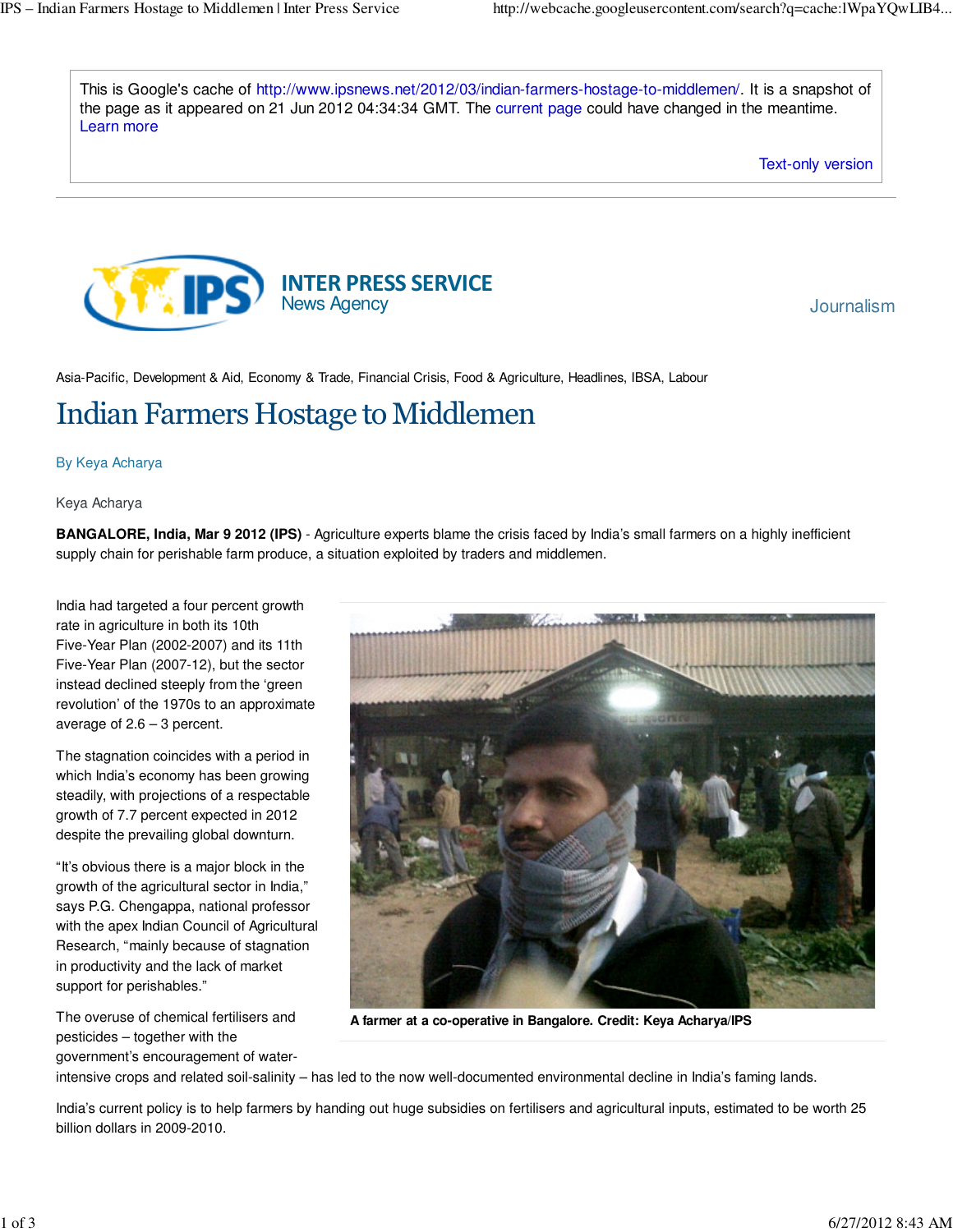This is Google's cache of http://www.ipsnews.net/2012/03/indian-farmers-hostage-to-middlemen/. It is a snapshot of the page as it appeared on 21 Jun 2012 04:34:34 GMT. The current page could have changed in the meantime. Learn more

Text-only version

INTER PRESS SERVICE
News Agency

Journalism

Asia-Pacific, Development & Aid, Economy & Trade, Financial Crisis, Food & Agriculture, Headlines, IBSA, Labour

# Indian Farmers Hostage to Middlemen

By Keya Acharya

Keya Acharya

**BANGALORE, India, Mar 9 2012 (IPS)** - Agriculture experts blame the crisis faced by India's small farmers on a highly inefficient supply chain for perishable farm produce, a situation exploited by traders and middlemen.

India had targeted a four percent growth rate in agriculture in both its 10th Five-Year Plan (2002-2007) and its 11th Five-Year Plan (2007-12), but the sector instead declined steeply from the 'green revolution' of the 1970s to an approximate average of 2.6 – 3 percent.

**A farmer at a co-operative in Bangalore. Credit: Keya Acharya/IPS**

The stagnation coincides with a period in which India's economy has been growing steadily, with projections of a respectable growth of 7.7 percent expected in 2012 despite the prevailing global downturn.

"It's obvious there is a major block in the growth of the agricultural sector in India," says P.G. Chengappa, national professor with the apex Indian Council of Agricultural Research, "mainly because of stagnation in productivity and the lack of market support for perishables."

The overuse of chemical fertilisers and pesticides – together with the government's encouragement of water-intensive crops and related soil-salinity – has led to the now well-documented environmental decline in India's faming lands.

India's current policy is to help farmers by handing out huge subsidies on fertilisers and agricultural inputs, estimated to be worth 25 billion dollars in 2009-2010.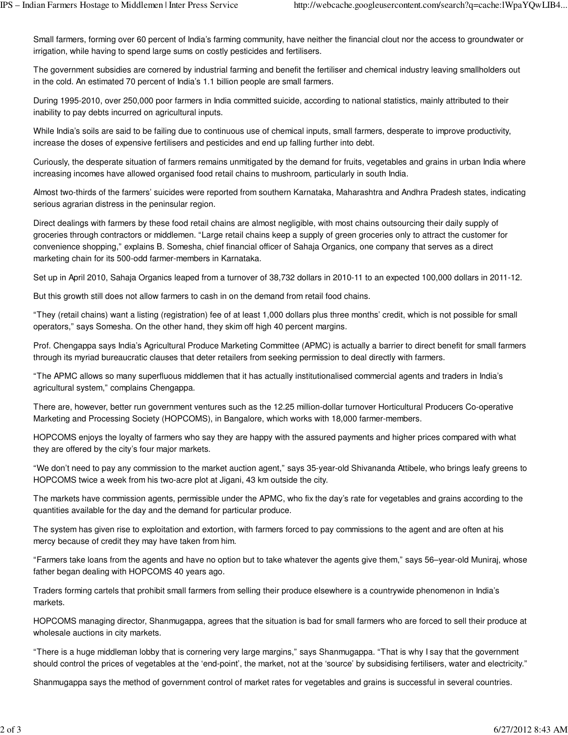Small farmers, forming over 60 percent of India's farming community, have neither the financial clout nor the access to groundwater or irrigation, while having to spend large sums on costly pesticides and fertilisers.

The government subsidies are cornered by industrial farming and benefit the fertiliser and chemical industry leaving smallholders out in the cold. An estimated 70 percent of India's 1.1 billion people are small farmers.

During 1995-2010, over 250,000 poor farmers in India committed suicide, according to national statistics, mainly attributed to their inability to pay debts incurred on agricultural inputs.

While India's soils are said to be failing due to continuous use of chemical inputs, small farmers, desperate to improve productivity, increase the doses of expensive fertilisers and pesticides and end up falling further into debt.

Curiously, the desperate situation of farmers remains unmitigated by the demand for fruits, vegetables and grains in urban India where increasing incomes have allowed organised food retail chains to mushroom, particularly in south India.

Almost two-thirds of the farmers' suicides were reported from southern Karnataka, Maharashtra and Andhra Pradesh states, indicating serious agrarian distress in the peninsular region.

Direct dealings with farmers by these food retail chains are almost negligible, with most chains outsourcing their daily supply of groceries through contractors or middlemen. "Large retail chains keep a supply of green groceries only to attract the customer for convenience shopping," explains B. Somesha, chief financial officer of Sahaja Organics, one company that serves as a direct marketing chain for its 500-odd farmer-members in Karnataka.

Set up in April 2010, Sahaja Organics leaped from a turnover of 38,732 dollars in 2010-11 to an expected 100,000 dollars in 2011-12.

But this growth still does not allow farmers to cash in on the demand from retail food chains.

"They (retail chains) want a listing (registration) fee of at least 1,000 dollars plus three months' credit, which is not possible for small operators," says Somesha. On the other hand, they skim off high 40 percent margins.

Prof. Chengappa says India's Agricultural Produce Marketing Committee (APMC) is actually a barrier to direct benefit for small farmers through its myriad bureaucratic clauses that deter retailers from seeking permission to deal directly with farmers.

"The APMC allows so many superfluous middlemen that it has actually institutionalised commercial agents and traders in India's agricultural system," complains Chengappa.

There are, however, better run government ventures such as the 12.25 million-dollar turnover Horticultural Producers Co-operative Marketing and Processing Society (HOPCOMS), in Bangalore, which works with 18,000 farmer-members.

HOPCOMS enjoys the loyalty of farmers who say they are happy with the assured payments and higher prices compared with what they are offered by the city's four major markets.

"We don't need to pay any commission to the market auction agent," says 35-year-old Shivananda Attibele, who brings leafy greens to HOPCOMS twice a week from his two-acre plot at Jigani, 43 km outside the city.

The markets have commission agents, permissible under the APMC, who fix the day's rate for vegetables and grains according to the quantities available for the day and the demand for particular produce.

The system has given rise to exploitation and extortion, with farmers forced to pay commissions to the agent and are often at his mercy because of credit they may have taken from him.

"Farmers take loans from the agents and have no option but to take whatever the agents give them," says 56–year-old Muniraj, whose father began dealing with HOPCOMS 40 years ago.

Traders forming cartels that prohibit small farmers from selling their produce elsewhere is a countrywide phenomenon in India's markets.

HOPCOMS managing director, Shanmugappa, agrees that the situation is bad for small farmers who are forced to sell their produce at wholesale auctions in city markets.

"There is a huge middleman lobby that is cornering very large margins," says Shanmugappa. "That is why I say that the government should control the prices of vegetables at the 'end-point', the market, not at the 'source' by subsidising fertilisers, water and electricity."

Shanmugappa says the method of government control of market rates for vegetables and grains is successful in several countries.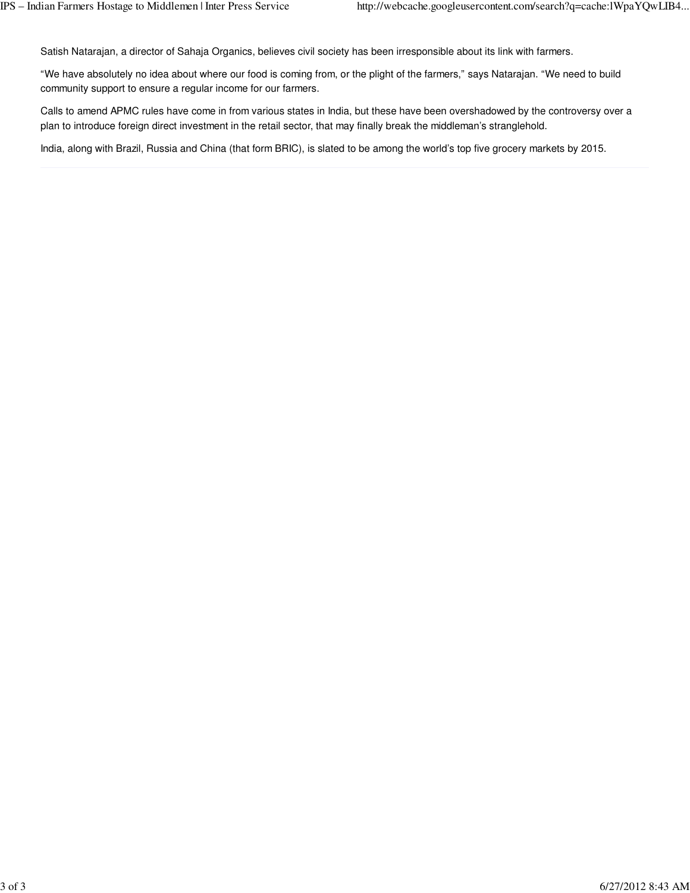Satish Natarajan, a director of Sahaja Organics, believes civil society has been irresponsible about its link with farmers.

“We have absolutely no idea about where our food is coming from, or the plight of the farmers,” says Natarajan. “We need to build community support to ensure a regular income for our farmers.

Calls to amend APMC rules have come in from various states in India, but these have been overshadowed by the controversy over a plan to introduce foreign direct investment in the retail sector, that may finally break the middleman’s stranglehold.

India, along with Brazil, Russia and China (that form BRIC), is slated to be among the world’s top five grocery markets by 2015.